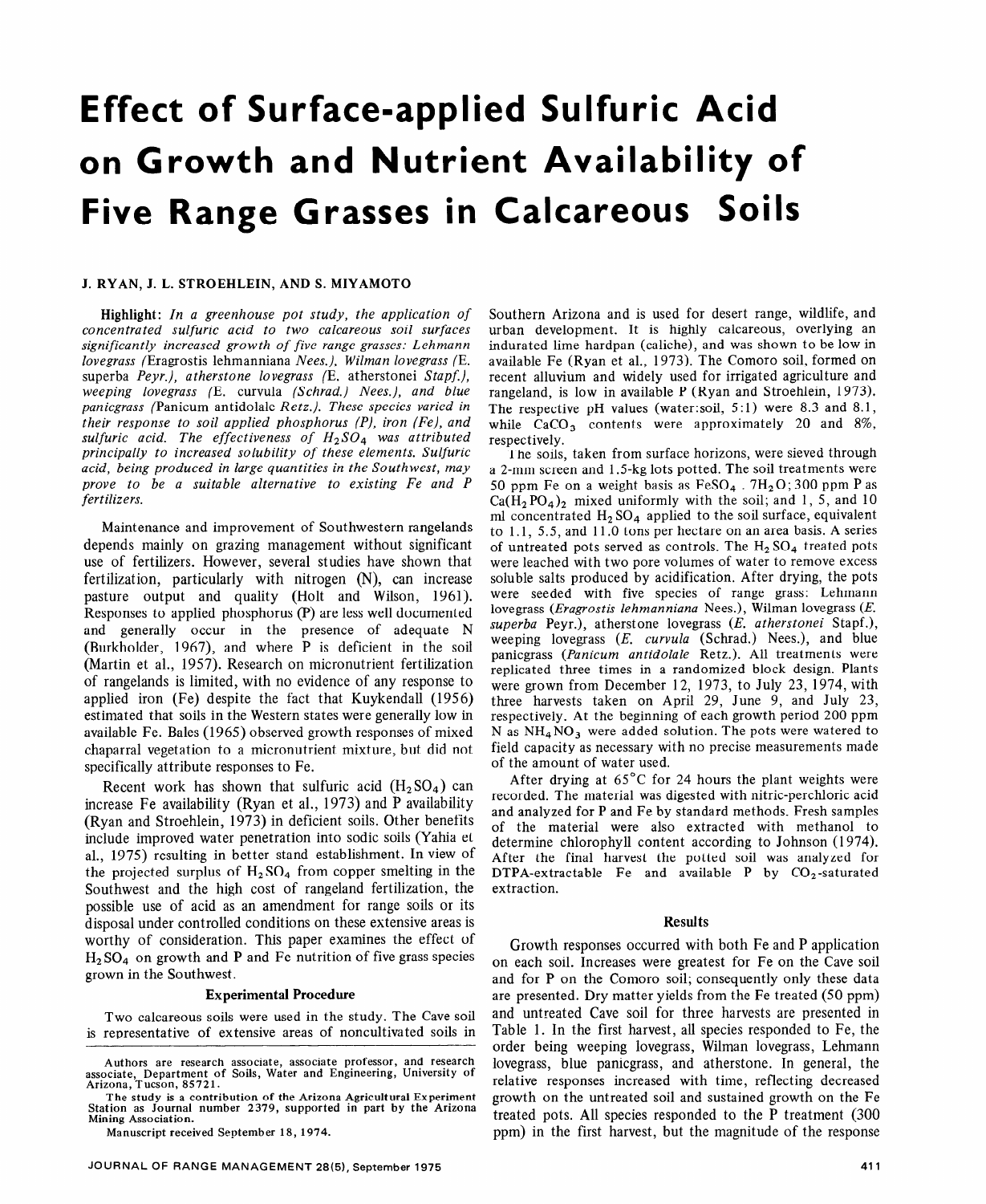# Effect of Surface-applied Sulfuric Acid on Growth and Nutrient Availability of Five Range Grasses in Calcareous Soils

J. RYAN, J. L. STROEHLEIN, AND S. MIYAMOTO

**Highlight:** *In a greenhouse pot study, the application of concentrated sulfuric acid to two calcareous soil surfaces significantly increased growth of five range grasses: Lehmann lovegrass (*Eragrostis lehmanniana *Nees.), Wilman lovegrass (*E. superba *Peyr.), atherstone lovegrass (*E. atherstonei *Stapf.), weeping lovegrass (*E. curvula *(Schrad.) Nees.), and blue panicgrass (*Panicum antidolalc *Retz.). These species varied in their response to soil applied phosphorus (P), iron (Fe), and sulfuric acid. The effectiveness of $H_2SO_4$ was attributed principally to increased solubility of these elements. Sulfuric acid, being produced in large quantities in the Southwest, may prove to be a suitable alternative to existing Fe and P fertilizers.*

Maintenance and improvement of Southwestern rangelands depends mainly on grazing management without significant use of fertilizers. However, several studies have shown that fertilization, particularly with nitrogen (N), can increase pasture output and quality (Holt and Wilson, 1961). Responses to applied phosphorus (P) are less well documented and generally occur in the presence of adequate N (Burkholder, 1967), and where P is deficient in the soil (Martin et al., 1957). Research on micronutrient fertilization of rangelands is limited, with no evidence of any response to applied iron (Fe) despite the fact that Kuykendall (1956) estimated that soils in the Western states were generally low in available Fe. Bales (1965) observed growth responses of mixed chaparral vegetation to a micronutrient mixture, but did not specifically attribute responses to Fe.

Recent work has shown that sulfuric acid ($H_2SO_4$) can increase Fe availability (Ryan et al., 1973) and P availability (Ryan and Stroehlein, 1973) in deficient soils. Other benefits include improved water penetration into sodic soils (Yahia et al., 1975) resulting in better stand establishment. In view of the projected surplus of $H_2SO_4$ from copper smelting in the Southwest and the high cost of rangeland fertilization, the possible use of acid as an amendment for range soils or its disposal under controlled conditions on these extensive areas is worthy of consideration. This paper examines the effect of $H_2SO_4$ on growth and P and Fe nutrition of five grass species grown in the Southwest.

## Experimental Procedure

Two calcareous soils were used in the study. The Cave soil is representative of extensive areas of noncultivated soils in Southern Arizona and is used for desert range, wildlife, and urban development. It is highly calcareous, overlying an indurated lime hardpan (caliche), and was shown to be low in available Fe (Ryan et al., 1973). The Comoro soil, formed on recent alluvium and widely used for irrigated agriculture and rangeland, is low in available P (Ryan and Stroehlein, 1973). The respective pH values (water:soil, 5:1) were 8.3 and 8.1, while $CaCO_3$ contents were approximately 20 and 8%, respectively.

The soils, taken from surface horizons, were sieved through a 2-mm screen and 1.5-kg lots potted. The soil treatments were 50 ppm Fe on a weight basis as $FeSO_4 \cdot 7H_2O$; 300 ppm P as $Ca(H_2PO_4)_2$ mixed uniformly with the soil; and 1, 5, and 10 ml concentrated $H_2SO_4$ applied to the soil surface, equivalent to 1.1, 5.5, and 11.0 tons per hectare on an area basis. A series of untreated pots served as controls. The $H_2SO_4$ treated pots were leached with two pore volumes of water to remove excess soluble salts produced by acidification. After drying, the pots were seeded with five species of range grass: Lehmann lovegrass (*Eragrostis lehmanniana* Nees.), Wilman lovegrass (*E. superba* Peyr.), atherstone lovegrass (*E. atherstonei* Stapf.), weeping lovegrass (*E. curvula* (Schrad.) Nees.), and blue panicgrass (*Panicum antidolale* Retz.). All treatments were replicated three times in a randomized block design. Plants were grown from December 12, 1973, to July 23, 1974, with three harvests taken on April 29, June 9, and July 23, respectively. At the beginning of each growth period 200 ppm N as $NH_4NO_3$ were added solution. The pots were watered to field capacity as necessary with no precise measurements made of the amount of water used.

After drying at 65°C for 24 hours the plant weights were recorded. The material was digested with nitric-perchloric acid and analyzed for P and Fe by standard methods. Fresh samples of the material were also extracted with methanol to determine chlorophyll content according to Johnson (1974). After the final harvest the potted soil was analyzed for DTPA-extractable Fe and available P by $CO_2$-saturated extraction.

## Results

Growth responses occurred with both Fe and P application on each soil. Increases were greatest for Fe on the Cave soil and for P on the Comoro soil; consequently only these data are presented. Dry matter yields from the Fe treated (50 ppm) and untreated Cave soil for three harvests are presented in Table 1. In the first harvest, all species responded to Fe, the order being weeping lovegrass, Wilman lovegrass, Lehmann lovegrass, blue panicgrass, and atherstone. In general, the relative responses increased with time, reflecting decreased growth on the untreated soil and sustained growth on the Fe treated pots. All species responded to the P treatment (300 ppm) in the first harvest, but the magnitude of the response

Authors are research associate, associate professor, and research associate, Department of Soils, Water and Engineering, University of Arizona, Tucson, 85721.

The study is a contribution of the Arizona Agricultural Experiment Station as Journal number 2379, supported in part by the Arizona Mining Association.

Manuscript received September 18, 1974.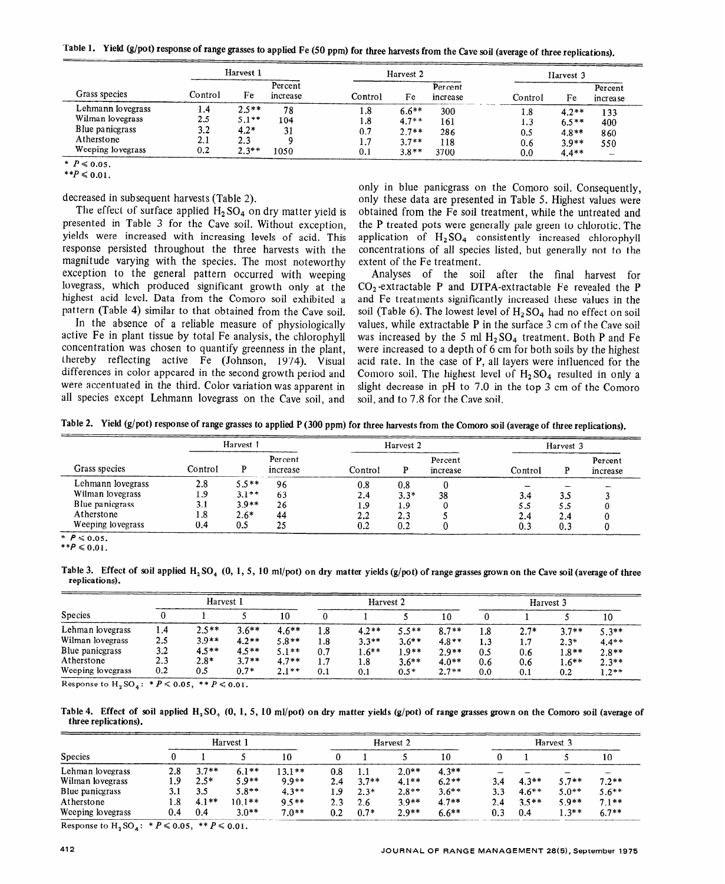**Table 1. Yield (g/pot) response of range grasses to applied Fe (50 ppm) for three harvests from the Cave soil (average of three replications).**

| | Harvest 1 | | | Harvest 2 | | | Harvest 3 | | |
|---|---|---|---|---|---|---|---|---|---|
| Grass species | Control | Fe | Percent increase | Control | Fe | Percent increase | Control | Fe | Percent increase |
| Lehmann lovegrass | 1.4 | 2.5** | 78 | 1.8 | 6.6** | 300 | 1.8 | 4.2** | 133 |
| Wilman lovegrass | 2.5 | 5.1** | 104 | 1.8 | 4.7** | 161 | 1.3 | 6.5** | 400 |
| Blue panicgrass | 3.2 | 4.2* | 31 | 0.7 | 2.7** | 286 | 0.5 | 4.8** | 860 |
| Atherstone | 2.1 | 2.3 | 9 | 1.7 | 3.7** | 118 | 0.6 | 3.9** | 550 |
| Weeping lovegrass | 0.2 | 2.3** | 1050 | 0.1 | 3.8** | 3700 | 0.0 | 4.4** | – |

\* $P \leqslant 0.05$.
\*\*$P \leqslant 0.01$.

decreased in subsequent harvests (Table 2).

The effect of surface applied $H_2SO_4$ on dry matter yield is presented in Table 3 for the Cave soil. Without exception, yields were increased with increasing levels of acid. This response persisted throughout the three harvests with the magnitude varying with the species. The most noteworthy exception to the general pattern occurred with weeping lovegrass, which produced significant growth only at the highest acid level. Data from the Comoro soil exhibited a pattern (Table 4) similar to that obtained from the Cave soil.

In the absence of a reliable measure of physiologically active Fe in plant tissue by total Fe analysis, the chlorophyll concentration was chosen to quantify greenness in the plant, thereby reflecting active Fe (Johnson, 1974). Visual differences in color appeared in the second growth period and were accentuated in the third. Color variation was apparent in all species except Lehmann lovegrass on the Cave soil, and only in blue panicgrass on the Comoro soil. Consequently, only these data are presented in Table 5. Highest values were obtained from the Fe soil treatment, while the untreated and the P treated pots were generally pale green to chlorotic. The application of $H_2SO_4$ consistently increased chlorophyll concentrations of all species listed, but generally not to the extent of the Fe treatment.

Analyses of the soil after the final harvest for $CO_2$-extractable P and DTPA-extractable Fe revealed the P and Fe treatments significantly increased these values in the soil (Table 6). The lowest level of $H_2SO_4$ had no effect on soil values, while extractable P in the surface 3 cm of the Cave soil was increased by the 5 ml $H_2SO_4$ treatment. Both P and Fe were increased to a depth of 6 cm for both soils by the highest acid rate. In the case of P, all layers were influenced for the Comoro soil. The highest level of $H_2SO_4$ resulted in only a slight decrease in pH to 7.0 in the top 3 cm of the Comoro soil, and to 7.8 for the Cave soil.

**Table 2. Yield (g/pot) response of range grasses to applied P (300 ppm) for three harvests from the Comoro soil (average of three replications).**

| | Harvest 1 | | | Harvest 2 | | | Harvest 3 | | |
|---|---|---|---|---|---|---|---|---|---|
| Grass species | Control | P | Percent increase | Control | P | Percent increase | Control | P | Percent increase |
| Lehmann lovegrass | 2.8 | 5.5** | 96 | 0.8 | 0.8 | 0 | – | – | – |
| Wilman lovegrass | 1.9 | 3.1** | 63 | 2.4 | 3.3* | 38 | 3.4 | 3.5 | 3 |
| Blue panicgrass | 3.1 | 3.9** | 26 | 1.9 | 1.9 | 0 | 5.5 | 5.5 | 0 |
| Atherstone | 1.8 | 2.6* | 44 | 2.2 | 2.3 | 5 | 2.4 | 2.4 | 0 |
| Weeping lovegrass | 0.4 | 0.5 | 25 | 0.2 | 0.2 | 0 | 0.3 | 0.3 | 0 |

\* $P \leqslant 0.05$.
\*\*$P \leqslant 0.01$.

**Table 3. Effect of soil applied $H_2SO_4$ (0, 1, 5, 10 ml/pot) on dry matter yields (g/pot) of range grasses grown on the Cave soil (average of three replications).**

| | Harvest 1 | | | | Harvest 2 | | | | Harvest 3 | | | |
|---|---|---|---|---|---|---|---|---|---|---|---|---|
| Species | 0 | 1 | 5 | 10 | 0 | 1 | 5 | 10 | 0 | 1 | 5 | 10 |
| Lehman lovegrass | 1.4 | 2.5** | 3.6** | 4.6** | 1.8 | 4.2** | 5.5** | 8.7** | 1.8 | 2.7* | 3.7** | 5.3** |
| Wilman lovegrass | 2.5 | 3.9** | 4.2** | 5.8** | 1.8 | 3.3** | 3.6** | 4.8** | 1.3 | 1.7 | 2.3* | 4.4** |
| Blue panicgrass | 3.2 | 4.5** | 4.5** | 5.1** | 0.7 | 1.6** | 1.9** | 2.9** | 0.5 | 0.6 | 1.8** | 2.8** |
| Atherstone | 2.3 | 2.8* | 3.7** | 4.7** | 1.7 | 1.8 | 3.6** | 4.0** | 0.6 | 0.6 | 1.6** | 2.3** |
| Weeping lovegrass | 0.2 | 0.5 | 0.7* | 2.1** | 0.1 | 0.1 | 0.5* | 2.7** | 0.0 | 0.1 | 0.2 | 1.2** |

Response to $H_2SO_4$: \* $P < 0.05$, \*\* $P < 0.01$.

**Table 4. Effect of soil applied $H_2SO_4$ (0, 1, 5, 10 ml/pot) on dry matter yields (g/pot) of range grasses grown on the Comoro soil (average of three replications).**

| | Harvest 1 | | | | Harvest 2 | | | | Harvest 3 | | | |
|---|---|---|---|---|---|---|---|---|---|---|---|---|
| Species | 0 | 1 | 5 | 10 | 0 | 1 | 5 | 10 | 0 | 1 | 5 | 10 |
| Lehman lovegrass | 2.8 | 3.7** | 6.1** | 13.1** | 0.8 | 1.1 | 2.0** | 4.3** | – | – | – | – |
| Wilman lovegrass | 1.9 | 2.5* | 5.9** | 9.9** | 2.4 | 3.7** | 4.1** | 6.2** | 3.4 | 4.3** | 5.7** | 7.2** |
| Blue panicgrass | 3.1 | 3.5 | 5.8** | 4.3** | 1.9 | 2.3* | 2.8** | 3.6** | 3.3 | 4.6** | 5.0** | 5.6** |
| Atherstone | 1.8 | 4.1** | 10.1** | 9.5** | 2.3 | 2.6 | 3.9** | 4.7** | 2.4 | 3.5** | 5.9** | 7.1** |
| Weeping lovegrass | 0.4 | 0.4 | 3.0** | 7.0** | 0.2 | 0.7* | 2.9** | 6.6** | 0.3 | 0.4 | 1.3** | 6.7** |

Response to $H_2SO_4$: \* $P \leqslant 0.05$, \*\* $P \leqslant 0.01$.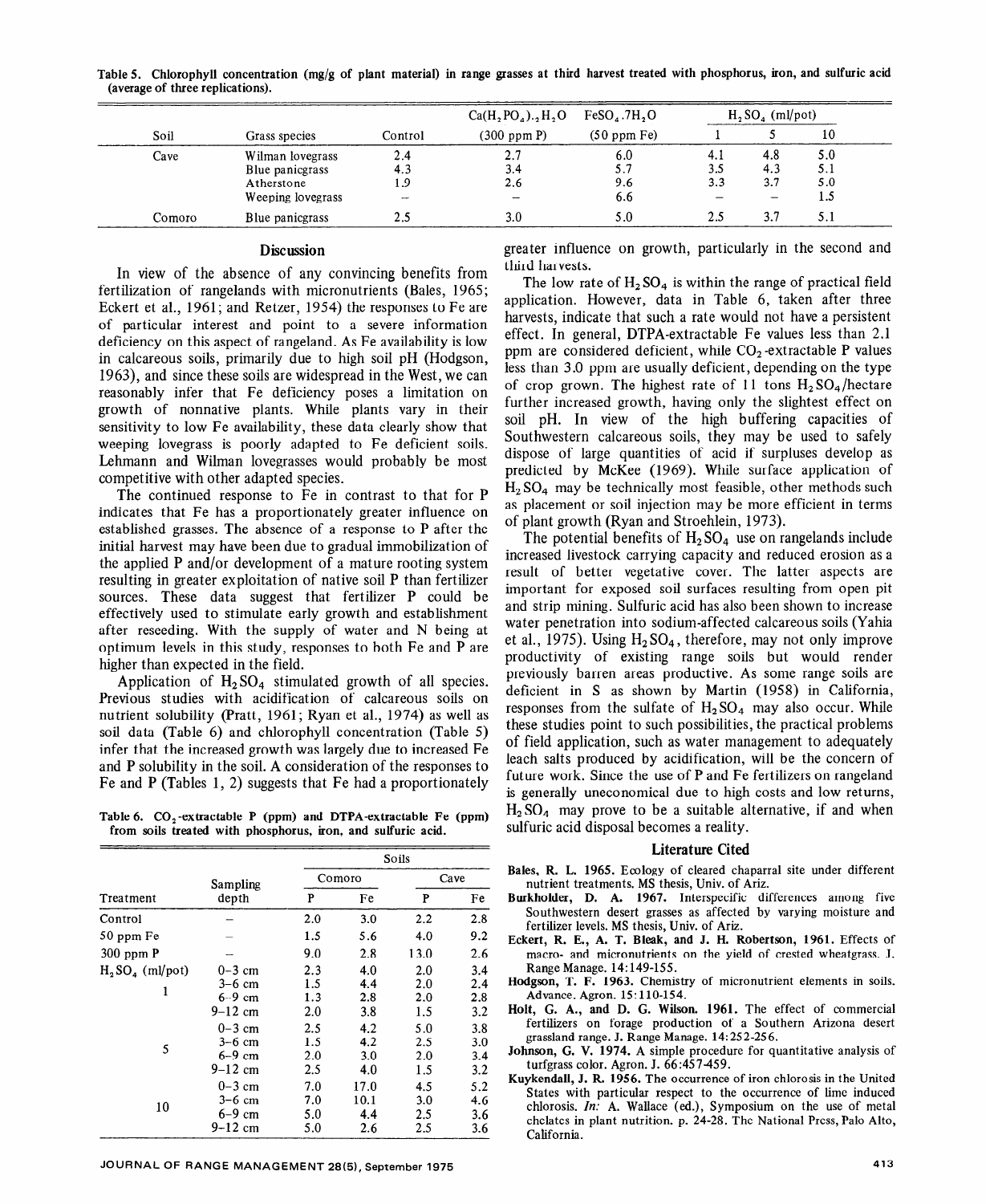Table 5. Chlorophyll concentration (mg/g of plant material) in range grasses at third harvest treated with phosphorus, iron, and sulfuric acid (average of three replications).

| Soil | Grass species | Control | $Ca(H_2PO_4)_2H_2O$ (300 ppm P) | $FeSO_4.7H_2O$ (50 ppm Fe) | $H_2SO_4$ (ml/pot) 1 | 5 | 10 |
|---|---|---|---|---|---|---|---|
| Cave | Wilman lovegrass | 2.4 | 2.7 | 6.0 | 4.1 | 4.8 | 5.0 |
| | Blue panicgrass | 4.3 | 3.4 | 5.7 | 3.5 | 4.3 | 5.1 |
| | Atherstone | 1.9 | 2.6 | 9.6 | 3.3 | 3.7 | 5.0 |
| | Weeping lovegrass | – | – | 6.6 | – | – | 1.5 |
| Comoro | Blue panicgrass | 2.5 | 3.0 | 5.0 | 2.5 | 3.7 | 5.1 |

## Discussion

In view of the absence of any convincing benefits from fertilization of rangelands with micronutrients (Bales, 1965; Eckert et al., 1961; and Retzer, 1954) the responses to Fe are of particular interest and point to a severe information deficiency on this aspect of rangeland. As Fe availability is low in calcareous soils, primarily due to high soil pH (Hodgson, 1963), and since these soils are widespread in the West, we can reasonably infer that Fe deficiency poses a limitation on growth of nonnative plants. While plants vary in their sensitivity to low Fe availability, these data clearly show that weeping lovegrass is poorly adapted to Fe deficient soils. Lehmann and Wilman lovegrasses would probably be most competitive with other adapted species.

The continued response to Fe in contrast to that for P indicates that Fe has a proportionately greater influence on established grasses. The absence of a response to P after the initial harvest may have been due to gradual immobilization of the applied P and/or development of a mature rooting system resulting in greater exploitation of native soil P than fertilizer sources. These data suggest that fertilizer P could be effectively used to stimulate early growth and establishment after reseeding. With the supply of water and N being at optimum levels in this study, responses to both Fe and P are higher than expected in the field.

Application of $H_2SO_4$ stimulated growth of all species. Previous studies with acidification of calcareous soils on nutrient solubility (Pratt, 1961; Ryan et al., 1974) as well as soil data (Table 6) and chlorophyll concentration (Table 5) infer that the increased growth was largely due to increased Fe and P solubility in the soil. A consideration of the responses to Fe and P (Tables 1, 2) suggests that Fe had a proportionately greater influence on growth, particularly in the second and third harvests.

The low rate of $H_2SO_4$ is within the range of practical field application. However, data in Table 6, taken after three harvests, indicate that such a rate would not have a persistent effect. In general, DTPA-extractable Fe values less than 2.1 ppm are considered deficient, while $CO_2$-extractable P values less than 3.0 ppm are usually deficient, depending on the type of crop grown. The highest rate of 11 tons $H_2SO_4$/hectare further increased growth, having only the slightest effect on soil pH. In view of the high buffering capacities of Southwestern calcareous soils, they may be used to safely dispose of large quantities of acid if surpluses develop as predicted by McKee (1969). While surface application of $H_2SO_4$ may be technically most feasible, other methods such as placement or soil injection may be more efficient in terms of plant growth (Ryan and Stroehlein, 1973).

The potential benefits of $H_2SO_4$ use on rangelands include increased livestock carrying capacity and reduced erosion as a result of better vegetative cover. The latter aspects are important for exposed soil surfaces resulting from open pit and strip mining. Sulfuric acid has also been shown to increase water penetration into sodium-affected calcareous soils (Yahia et al., 1975). Using $H_2SO_4$, therefore, may not only improve productivity of existing range soils but would render previously barren areas productive. As some range soils are deficient in S as shown by Martin (1958) in California, responses from the sulfate of $H_2SO_4$ may also occur. While these studies point to such possibilities, the practical problems of field application, such as water management to adequately leach salts produced by acidification, will be the concern of future work. Since the use of P and Fe fertilizers on rangeland is generally uneconomical due to high costs and low returns, $H_2SO_4$ may prove to be a suitable alternative, if and when sulfuric acid disposal becomes a reality.

Table 6. $CO_2$-extractable P (ppm) and DTPA-extractable Fe (ppm) from soils treated with phosphorus, iron, and sulfuric acid.

| Treatment | Sampling depth | Comoro P | Comoro Fe | Cave P | Cave Fe |
|---|---|---|---|---|---|
| Control | – | 2.0 | 3.0 | 2.2 | 2.8 |
| 50 ppm Fe | – | 1.5 | 5.6 | 4.0 | 9.2 |
| 300 ppm P | – | 9.0 | 2.8 | 13.0 | 2.6 |
| $H_2SO_4$ (ml/pot) 1 | 0–3 cm | 2.3 | 4.0 | 2.0 | 3.4 |
| | 3–6 cm | 1.5 | 4.4 | 2.0 | 2.4 |
| | 6–9 cm | 1.3 | 2.8 | 2.0 | 2.8 |
| | 9–12 cm | 2.0 | 3.8 | 1.5 | 3.2 |
| 5 | 0–3 cm | 2.5 | 4.2 | 5.0 | 3.8 |
| | 3–6 cm | 1.5 | 4.2 | 2.5 | 3.0 |
| | 6–9 cm | 2.0 | 3.0 | 2.0 | 3.4 |
| | 9–12 cm | 2.5 | 4.0 | 1.5 | 3.2 |
| 10 | 0–3 cm | 7.0 | 17.0 | 4.5 | 5.2 |
| | 3–6 cm | 7.0 | 10.1 | 3.0 | 4.6 |
| | 6–9 cm | 5.0 | 4.4 | 2.5 | 3.6 |
| | 9–12 cm | 5.0 | 2.6 | 2.5 | 3.6 |

## Literature Cited

**Bales, R. L. 1965.** Ecology of cleared chaparral site under different nutrient treatments. MS thesis, Univ. of Ariz.

**Burkholder, D. A. 1967.** Interspecific differences among five Southwestern desert grasses as affected by varying moisture and fertilizer levels. MS thesis, Univ. of Ariz.

**Eckert, R. E., A. T. Bleak, and J. H. Robertson, 1961.** Effects of macro- and micronutrients on the yield of crested wheatgrass. J. Range Manage. 14:149-155.

**Hodgson, T. F. 1963.** Chemistry of micronutrient elements in soils. Advance. Agron. 15:110-154.

**Holt, G. A., and D. G. Wilson. 1961.** The effect of commercial fertilizers on forage production of a Southern Arizona desert grassland range. J. Range Manage. 14:252-256.

**Johnson, G. V. 1974.** A simple procedure for quantitative analysis of turfgrass color. Agron. J. 66:457-459.

**Kuykendall, J. R. 1956.** The occurrence of iron chlorosis in the United States with particular respect to the occurrence of lime induced chlorosis. *In:* A. Wallace (ed.), Symposium on the use of metal chelates in plant nutrition. p. 24-28. The National Press, Palo Alto, California.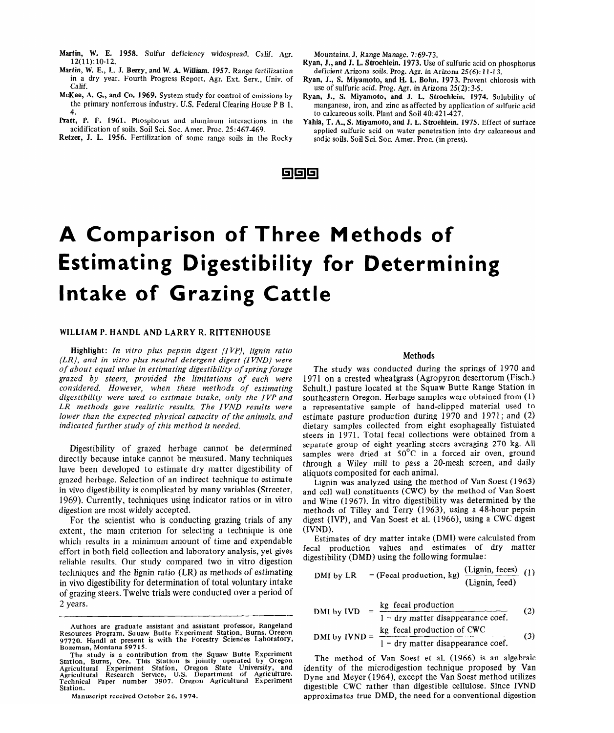Martin, W. E. 1958. Sulfur deficiency widespread. Calif. Agr. 12(11):10-12.

Martin, W. E., L. J. Berry, and W. A. William. 1957. Range fertilization in a dry year. Fourth Progress Report. Agr. Ext. Serv., Univ. of Calif.

McKee, A. G., and Co. 1969. System study for control of emissions by the primary nonferrous industry. U.S. Federal Clearing House P B 1, 4.

Pratt, P. F. 1961. Phosphorus and aluminum interactions in the acidification of soils. Soil Sci. Soc. Amer. Proc. 25:467-469.

Retzer, J. L. 1956. Fertilization of some range soils in the Rocky Mountains. J. Range Manage. 7:69-73.

Ryan, J., and J. L. Stroehlein. 1973. Use of sulfuric acid on phosphorus deficient Arizona soils. Prog. Agr. in Arizona 25(6):11-13.

Ryan, J., S. Miyamoto, and H. L. Bohn. 1973. Prevent chlorosis with use of sulfuric acid. Prog. Agr. in Arizona 25(2):3-5.

Ryan, J., S. Miyamoto, and J. L. Stroehlein. 1974. Solubility of manganese, iron, and zinc as affected by application of sulfuric acid to calcareous soils. Plant and Soil 40:421-427.

Yahia, T. A., S. Miyamoto, and J. L. Stroehlein. 1975. Effect of surface applied sulfuric acid on water penetration into dry calcareous and sodic soils. Soil Sci. Soc. Amer. Proc. (in press).

# A Comparison of Three Methods of Estimating Digestibility for Determining Intake of Grazing Cattle

**WILLIAM P. HANDL AND LARRY R. RITTENHOUSE**

**Highlight:** *In vitro plus pepsin digest (IVP), lignin ratio (LR), and in vitro plus neutral detergent digest (IVND) were of about equal value in estimating digestibility of spring forage grazed by steers, provided the limitations of each were considered. However, when these methods of estimating digestibility were used to estimate intake, only the IVP and LR methods gave realistic results. The IVND results were lower than the expected physical capacity of the animals, and indicated further study of this method is needed.*

Digestibility of grazed herbage cannot be determined directly because intake cannot be measured. Many techniques have been developed to estimate dry matter digestibility of grazed herbage. Selection of an indirect technique to estimate in vivo digestibility is complicated by many variables (Streeter, 1969). Currently, techniques using indicator ratios or in vitro digestion are most widely accepted.

For the scientist who is conducting grazing trials of any extent, the main criterion for selecting a technique is one which results in a minimum amount of time and expendable effort in both field collection and laboratory analysis, yet gives reliable results. Our study compared two in vitro digestion techniques and the lignin ratio (LR) as methods of estimating in vivo digestibility for determination of total voluntary intake of grazing steers. Twelve trials were conducted over a period of 2 years.

Authors are graduate assistant and assistant professor, Rangeland Resources Program, Squaw Butte Experiment Station, Burns, Oregon 97720. Handl at present is with the Forestry Sciences Laboratory, Bozeman, Montana 59715.

The study is a contribution from the Squaw Butte Experiment Station, Burns, Ore. This Station is jointly operated by Oregon Agricultural Experiment Station, Oregon State University, and Agricultural Research Service, U.S. Department of Agriculture. Technical Paper number 3907. Oregon Agricultural Experiment Station.

Manuscript received October 26, 1974.

## Methods

The study was conducted during the springs of 1970 and 1971 on a crested wheatgrass (Agropyron desertorum (Fisch.) Schult.) pasture located at the Squaw Butte Range Station in southeastern Oregon. Herbage samples were obtained from (1) a representative sample of hand-clipped material used to estimate pasture production during 1970 and 1971; and (2) dietary samples collected from eight esophageally fistulated steers in 1971. Total fecal collections were obtained from a separate group of eight yearling steers averaging 270 kg. All samples were dried at 50°C in a forced air oven, ground through a Wiley mill to pass a 20-mesh screen, and daily aliquots composited for each animal.

Lignin was analyzed using the method of Van Soest (1963) and cell wall constituents (CWC) by the method of Van Soest and Wine (1967). In vitro digestibility was determined by the methods of Tilley and Terry (1963), using a 48-hour pepsin digest (IVP), and Van Soest et al. (1966), using a CWC digest (IVND).

Estimates of dry matter intake (DMI) were calculated from fecal production values and estimates of dry matter digestibility (DMD) using the following formulae:

$$\text{DMI by LR} = (\text{Fecal production, kg}) \frac{(\text{Lignin, feces})}{(\text{Lignin, feed})} \quad (1)$$

$$\text{DMI by IVD} = \frac{\text{kg fecal production}}{1 - \text{dry matter disappearance coef.}} \quad (2)$$

$$\text{DMI by IVND} = \frac{\text{kg fecal production of CWC}}{1 - \text{dry matter disappearance coef.}} \quad (3)$$

The method of Van Soest et al. (1966) is an algebraic identity of the microdigestion technique proposed by Van Dyne and Meyer (1964), except the Van Soest method utilizes digestible CWC rather than digestible cellulose. Since IVND approximates true DMD, the need for a conventional digestion